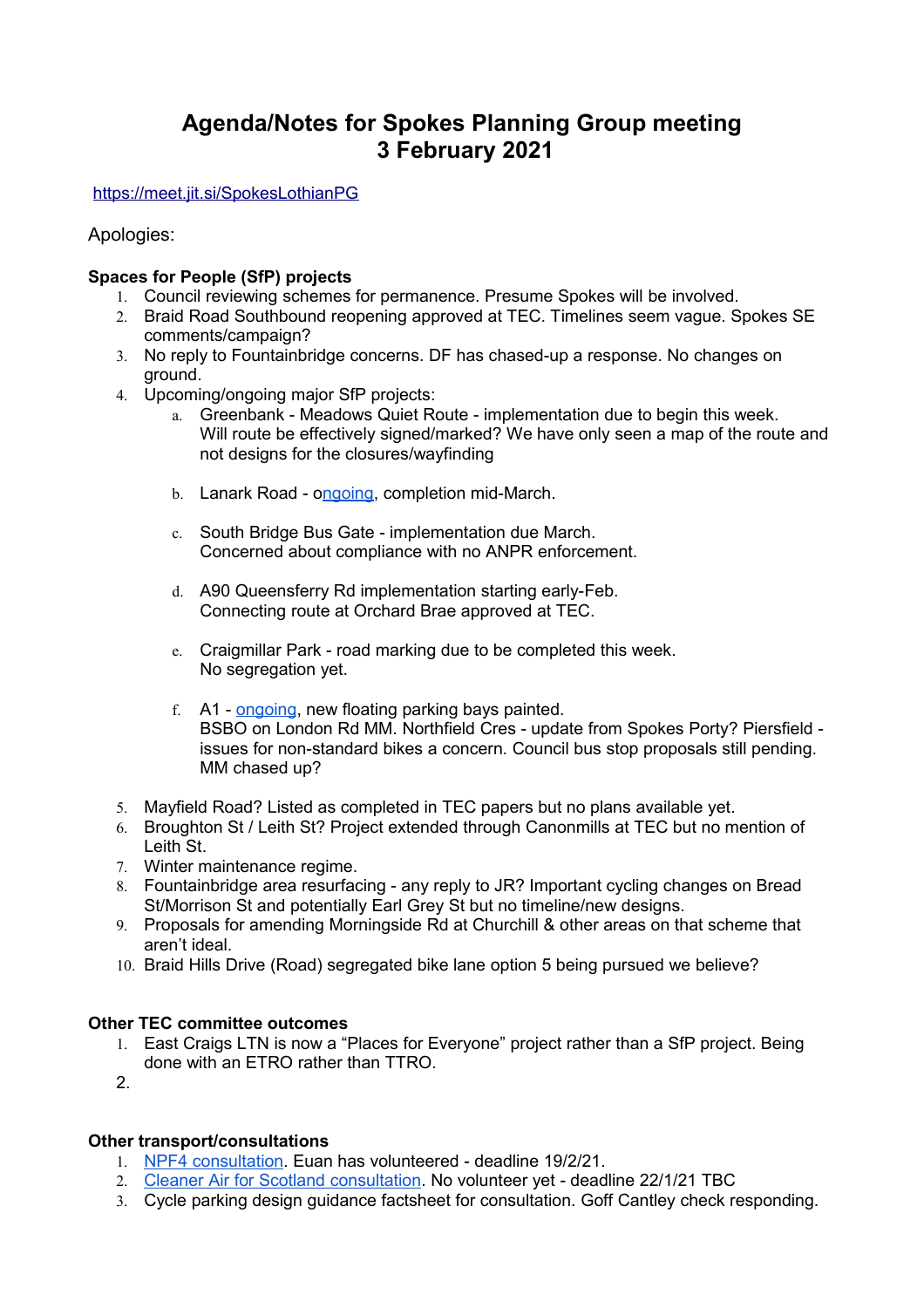# Agenda/Notes for Spokes Planning Group meeting 3 February 2021

https://meet.jit.si/SpokesLothianPG

Apologies:

**Spaces for People (SfP) projects**

1. Council reviewing schemes for permanence. Presume Spokes will be involved.
2. Braid Road Southbound reopening approved at TEC. Timelines seem vague. Spokes SE comments/campaign?
3. No reply to Fountainbridge concerns. DF has chased-up a response. No changes on ground.
4. Upcoming/ongoing major SfP projects:
   a. Greenbank - Meadows Quiet Route - implementation due to begin this week. Will route be effectively signed/marked? We have only seen a map of the route and not designs for the closures/wayfinding

   b. Lanark Road - ongoing, completion mid-March.

   c. South Bridge Bus Gate - implementation due March. Concerned about compliance with no ANPR enforcement.

   d. A90 Queensferry Rd implementation starting early-Feb. Connecting route at Orchard Brae approved at TEC.

   e. Craigmillar Park - road marking due to be completed this week. No segregation yet.

   f. A1 - ongoing, new floating parking bays painted. BSBO on London Rd MM. Northfield Cres - update from Spokes Porty? Piersfield - issues for non-standard bikes a concern. Council bus stop proposals still pending. MM chased up?

5. Mayfield Road? Listed as completed in TEC papers but no plans available yet.
6. Broughton St / Leith St? Project extended through Canonmills at TEC but no mention of Leith St.
7. Winter maintenance regime.
8. Fountainbridge area resurfacing - any reply to JR? Important cycling changes on Bread St/Morrison St and potentially Earl Grey St but no timeline/new designs.
9. Proposals for amending Morningside Rd at Churchill & other areas on that scheme that aren't ideal.
10. Braid Hills Drive (Road) segregated bike lane option 5 being pursued we believe?

**Other TEC committee outcomes**

1. East Craigs LTN is now a "Places for Everyone" project rather than a SfP project. Being done with an ETRO rather than TTRO.
2.

**Other transport/consultations**

1. NPF4 consultation. Euan has volunteered - deadline 19/2/21.
2. Cleaner Air for Scotland consultation. No volunteer yet - deadline 22/1/21 TBC
3. Cycle parking design guidance factsheet for consultation. Goff Cantley check responding.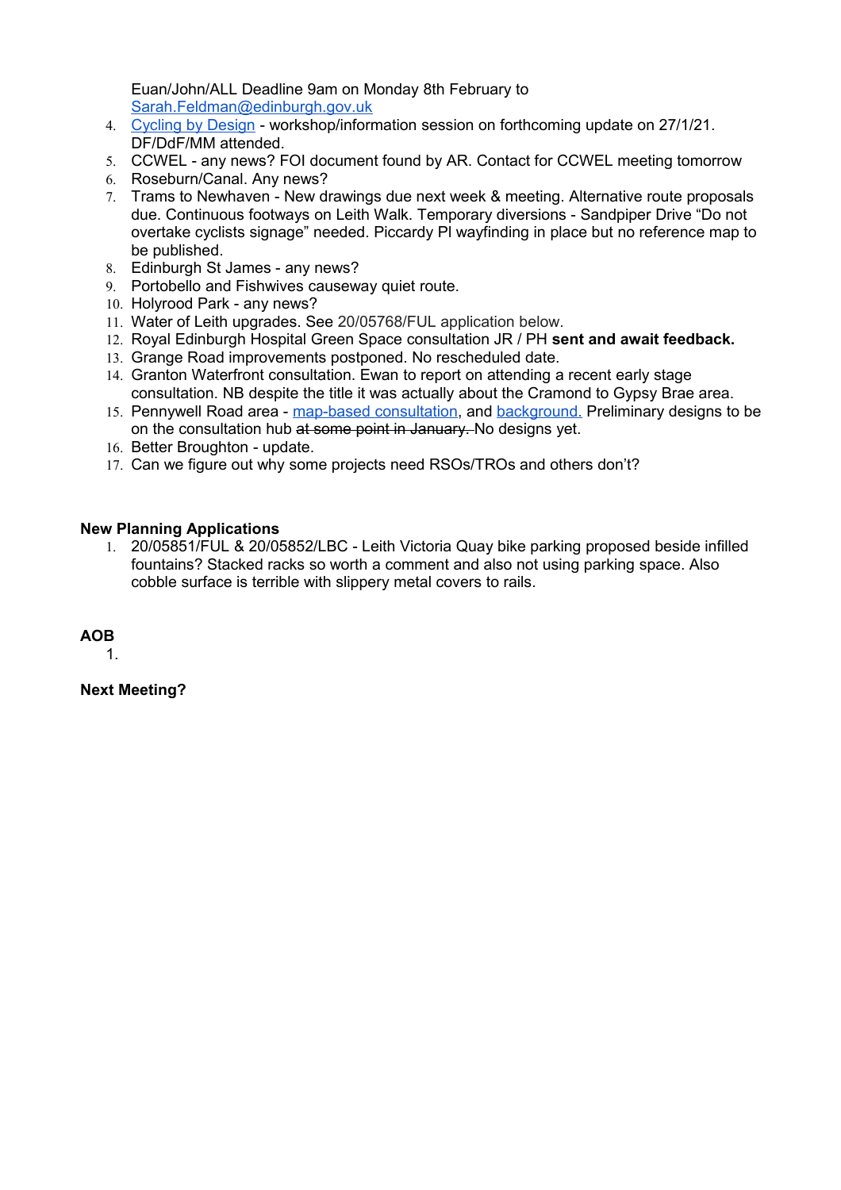Euan/John/ALL Deadline 9am on Monday 8th February to Sarah.Feldman@edinburgh.gov.uk

4. Cycling by Design - workshop/information session on forthcoming update on 27/1/21. DF/DdF/MM attended.
5. CCWEL - any news? FOI document found by AR. Contact for CCWEL meeting tomorrow
6. Roseburn/Canal. Any news?
7. Trams to Newhaven - New drawings due next week & meeting. Alternative route proposals due. Continuous footways on Leith Walk. Temporary diversions - Sandpiper Drive "Do not overtake cyclists signage" needed. Piccardy Pl wayfinding in place but no reference map to be published.
8. Edinburgh St James - any news?
9. Portobello and Fishwives causeway quiet route.
10. Holyrood Park - any news?
11. Water of Leith upgrades. See 20/05768/FUL application below.
12. Royal Edinburgh Hospital Green Space consultation JR / PH **sent and await feedback.**
13. Grange Road improvements postponed. No rescheduled date.
14. Granton Waterfront consultation. Ewan to report on attending a recent early stage consultation. NB despite the title it was actually about the Cramond to Gypsy Brae area.
15. Pennywell Road area - map-based consultation, and background. Preliminary designs to be on the consultation hub ~~at some point in January.~~ No designs yet.
16. Better Broughton - update.
17. Can we figure out why some projects need RSOs/TROs and others don't?

**New Planning Applications**

1. 20/05851/FUL & 20/05852/LBC - Leith Victoria Quay bike parking proposed beside infilled fountains? Stacked racks so worth a comment and also not using parking space. Also cobble surface is terrible with slippery metal covers to rails.

**AOB**

1.

**Next Meeting?**